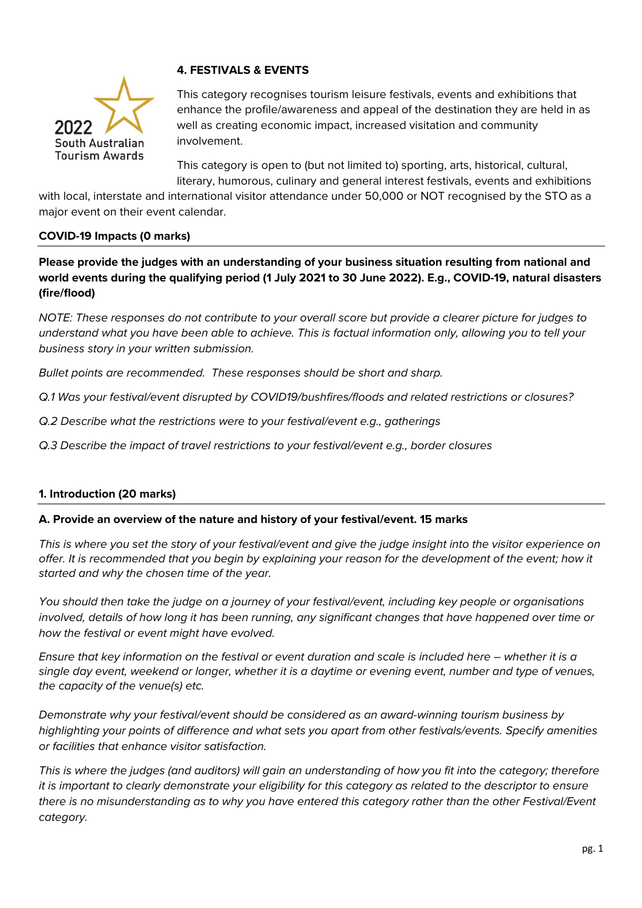2022 South Australian Tourism Awards

## 4. FESTIVALS & EVENTS

This category recognises tourism leisure festivals, events and exhibitions that enhance the profile/awareness and appeal of the destination they are held in as well as creating economic impact, increased visitation and community involvement.

This category is open to (but not limited to) sporting, arts, historical, cultural, literary, humorous, culinary and general interest festivals, events and exhibitions with local, interstate and international visitor attendance under 50,000 or NOT recognised by the STO as a major event on their event calendar.

### COVID-19 Impacts (0 marks)

**Please provide the judges with an understanding of your business situation resulting from national and world events during the qualifying period (1 July 2021 to 30 June 2022). E.g., COVID-19, natural disasters (fire/flood)**

*NOTE: These responses do not contribute to your overall score but provide a clearer picture for judges to understand what you have been able to achieve. This is factual information only, allowing you to tell your business story in your written submission.*

*Bullet points are recommended. These responses should be short and sharp.*

*Q.1 Was your festival/event disrupted by COVID19/bushfires/floods and related restrictions or closures?*

*Q.2 Describe what the restrictions were to your festival/event e.g., gatherings*

*Q.3 Describe the impact of travel restrictions to your festival/event e.g., border closures*

### 1. Introduction (20 marks)

**A. Provide an overview of the nature and history of your festival/event. 15 marks**

*This is where you set the story of your festival/event and give the judge insight into the visitor experience on offer. It is recommended that you begin by explaining your reason for the development of the event; how it started and why the chosen time of the year.*

*You should then take the judge on a journey of your festival/event, including key people or organisations involved, details of how long it has been running, any significant changes that have happened over time or how the festival or event might have evolved.*

*Ensure that key information on the festival or event duration and scale is included here – whether it is a single day event, weekend or longer, whether it is a daytime or evening event, number and type of venues, the capacity of the venue(s) etc.*

*Demonstrate why your festival/event should be considered as an award-winning tourism business by highlighting your points of difference and what sets you apart from other festivals/events. Specify amenities or facilities that enhance visitor satisfaction.*

*This is where the judges (and auditors) will gain an understanding of how you fit into the category; therefore it is important to clearly demonstrate your eligibility for this category as related to the descriptor to ensure there is no misunderstanding as to why you have entered this category rather than the other Festival/Event category.*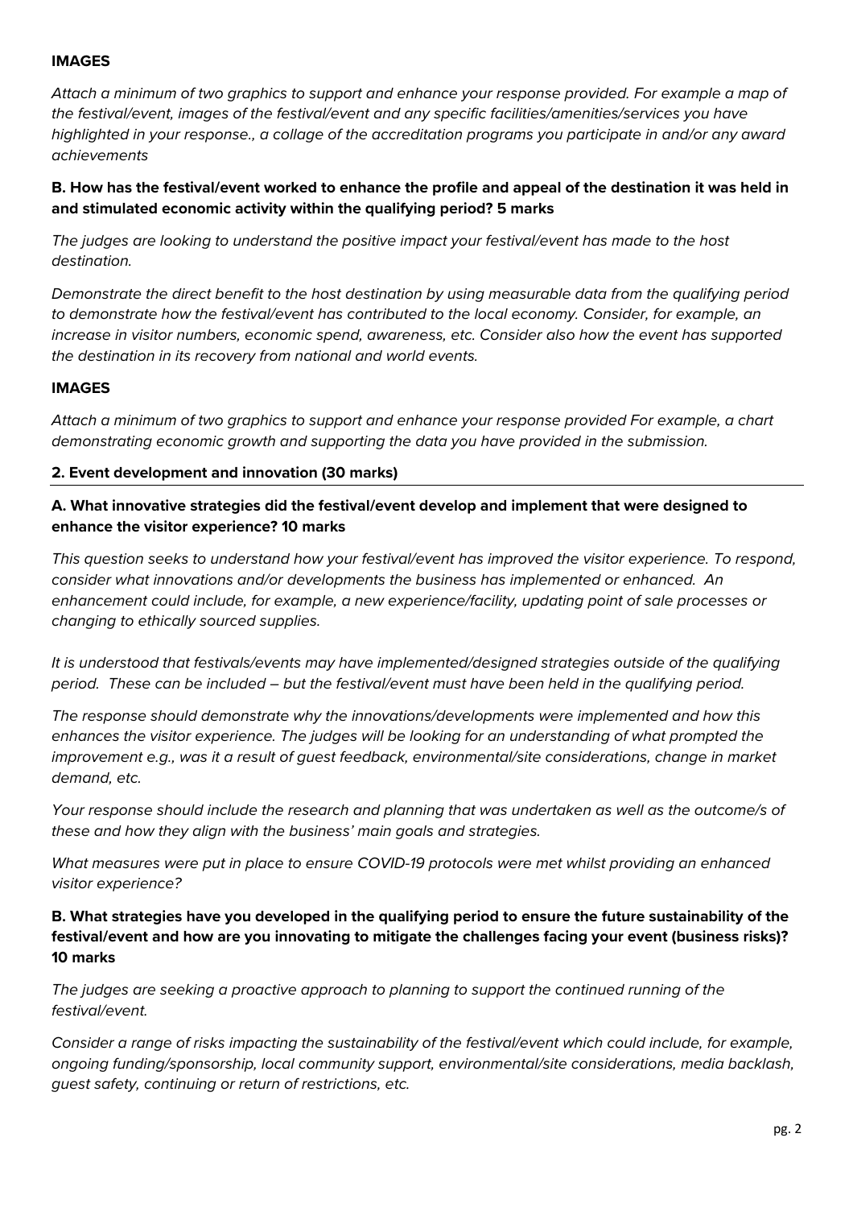**IMAGES**

*Attach a minimum of two graphics to support and enhance your response provided. For example a map of the festival/event, images of the festival/event and any specific facilities/amenities/services you have highlighted in your response., a collage of the accreditation programs you participate in and/or any award achievements*

**B. How has the festival/event worked to enhance the profile and appeal of the destination it was held in and stimulated economic activity within the qualifying period? 5 marks**

*The judges are looking to understand the positive impact your festival/event has made to the host destination.*

*Demonstrate the direct benefit to the host destination by using measurable data from the qualifying period to demonstrate how the festival/event has contributed to the local economy. Consider, for example, an increase in visitor numbers, economic spend, awareness, etc. Consider also how the event has supported the destination in its recovery from national and world events.*

**IMAGES**

*Attach a minimum of two graphics to support and enhance your response provided For example, a chart demonstrating economic growth and supporting the data you have provided in the submission.*

**2. Event development and innovation (30 marks)**

**A. What innovative strategies did the festival/event develop and implement that were designed to enhance the visitor experience? 10 marks**

*This question seeks to understand how your festival/event has improved the visitor experience. To respond, consider what innovations and/or developments the business has implemented or enhanced. An enhancement could include, for example, a new experience/facility, updating point of sale processes or changing to ethically sourced supplies.*

*It is understood that festivals/events may have implemented/designed strategies outside of the qualifying period. These can be included – but the festival/event must have been held in the qualifying period.*

*The response should demonstrate why the innovations/developments were implemented and how this enhances the visitor experience. The judges will be looking for an understanding of what prompted the improvement e.g., was it a result of guest feedback, environmental/site considerations, change in market demand, etc.*

*Your response should include the research and planning that was undertaken as well as the outcome/s of these and how they align with the business' main goals and strategies.*

*What measures were put in place to ensure COVID-19 protocols were met whilst providing an enhanced visitor experience?*

**B. What strategies have you developed in the qualifying period to ensure the future sustainability of the festival/event and how are you innovating to mitigate the challenges facing your event (business risks)? 10 marks**

*The judges are seeking a proactive approach to planning to support the continued running of the festival/event.*

*Consider a range of risks impacting the sustainability of the festival/event which could include, for example, ongoing funding/sponsorship, local community support, environmental/site considerations, media backlash, guest safety, continuing or return of restrictions, etc.*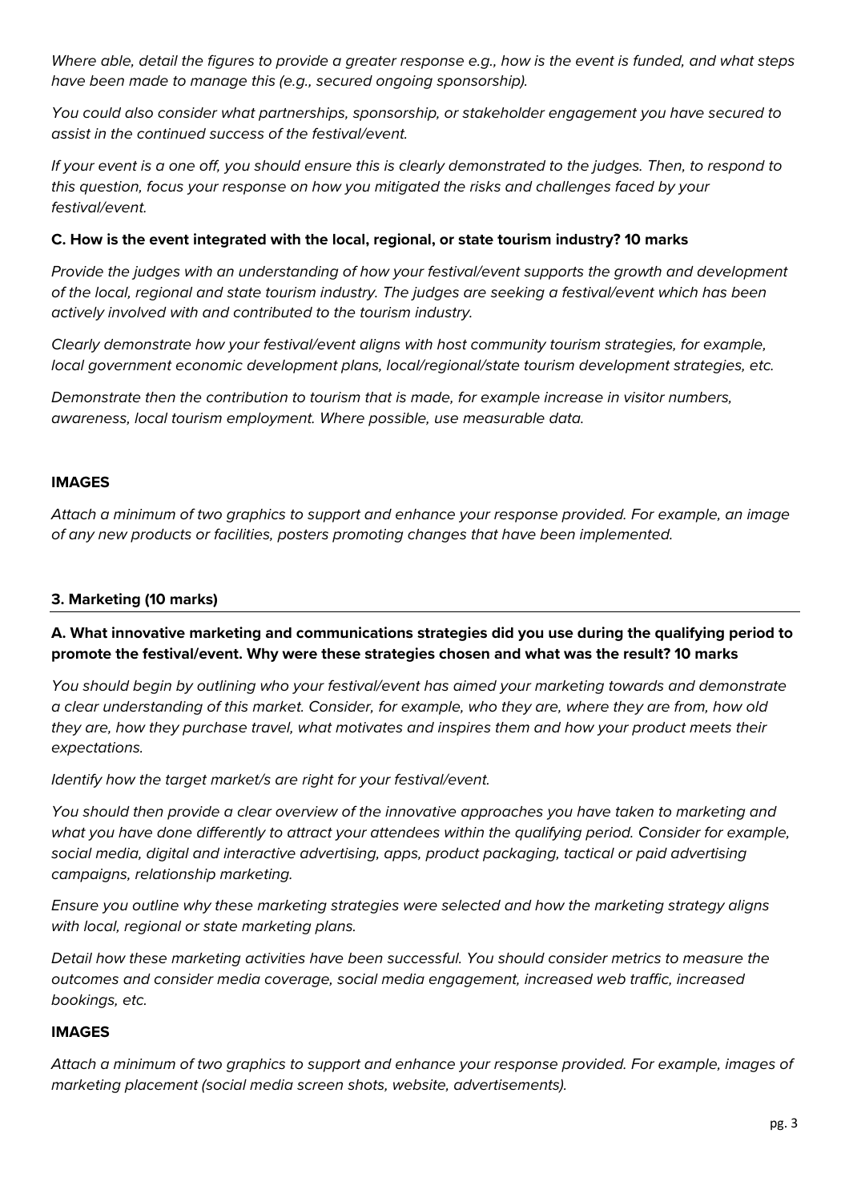*Where able, detail the figures to provide a greater response e.g., how is the event is funded, and what steps have been made to manage this (e.g., secured ongoing sponsorship).*

*You could also consider what partnerships, sponsorship, or stakeholder engagement you have secured to assist in the continued success of the festival/event.*

*If your event is a one off, you should ensure this is clearly demonstrated to the judges. Then, to respond to this question, focus your response on how you mitigated the risks and challenges faced by your festival/event.*

**C. How is the event integrated with the local, regional, or state tourism industry? 10 marks**

*Provide the judges with an understanding of how your festival/event supports the growth and development of the local, regional and state tourism industry. The judges are seeking a festival/event which has been actively involved with and contributed to the tourism industry.*

*Clearly demonstrate how your festival/event aligns with host community tourism strategies, for example, local government economic development plans, local/regional/state tourism development strategies, etc.*

*Demonstrate then the contribution to tourism that is made, for example increase in visitor numbers, awareness, local tourism employment. Where possible, use measurable data.*

**IMAGES**

*Attach a minimum of two graphics to support and enhance your response provided. For example, an image of any new products or facilities, posters promoting changes that have been implemented.*

## 3. Marketing (10 marks)

**A. What innovative marketing and communications strategies did you use during the qualifying period to promote the festival/event. Why were these strategies chosen and what was the result? 10 marks**

*You should begin by outlining who your festival/event has aimed your marketing towards and demonstrate a clear understanding of this market. Consider, for example, who they are, where they are from, how old they are, how they purchase travel, what motivates and inspires them and how your product meets their expectations.*

*Identify how the target market/s are right for your festival/event.*

*You should then provide a clear overview of the innovative approaches you have taken to marketing and what you have done differently to attract your attendees within the qualifying period. Consider for example, social media, digital and interactive advertising, apps, product packaging, tactical or paid advertising campaigns, relationship marketing.*

*Ensure you outline why these marketing strategies were selected and how the marketing strategy aligns with local, regional or state marketing plans.*

*Detail how these marketing activities have been successful. You should consider metrics to measure the outcomes and consider media coverage, social media engagement, increased web traffic, increased bookings, etc.*

**IMAGES**

*Attach a minimum of two graphics to support and enhance your response provided. For example, images of marketing placement (social media screen shots, website, advertisements).*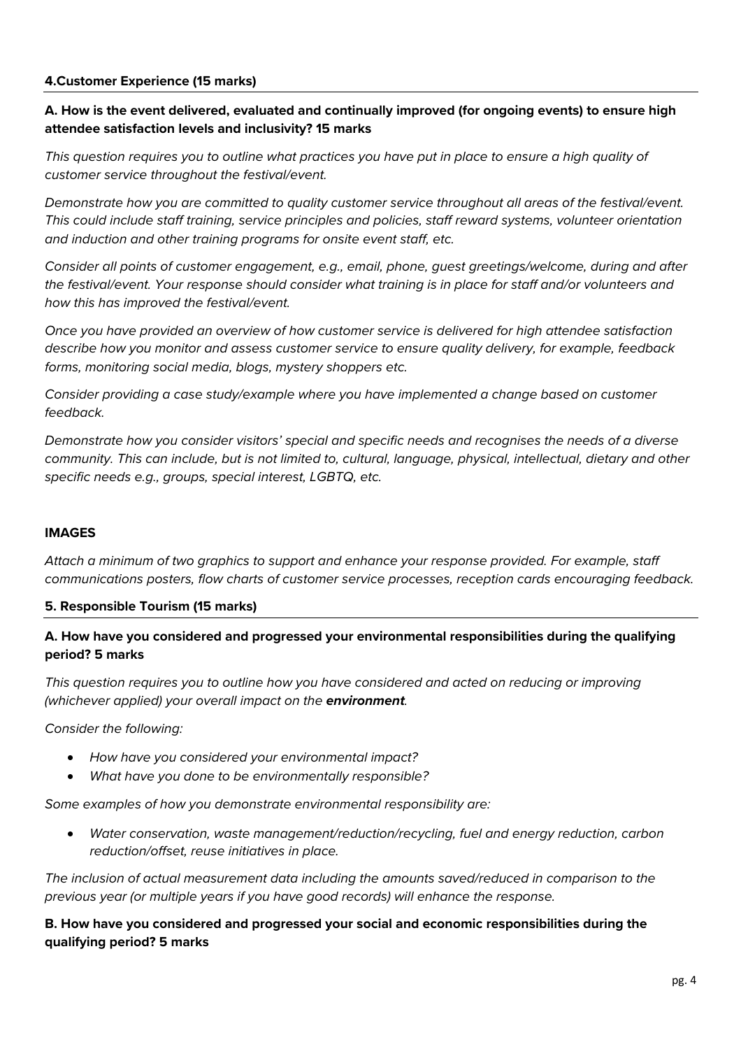#### 4.Customer Experience (15 marks)

**A. How is the event delivered, evaluated and continually improved (for ongoing events) to ensure high attendee satisfaction levels and inclusivity? 15 marks**

*This question requires you to outline what practices you have put in place to ensure a high quality of customer service throughout the festival/event.*

*Demonstrate how you are committed to quality customer service throughout all areas of the festival/event. This could include staff training, service principles and policies, staff reward systems, volunteer orientation and induction and other training programs for onsite event staff, etc.*

*Consider all points of customer engagement, e.g., email, phone, guest greetings/welcome, during and after the festival/event. Your response should consider what training is in place for staff and/or volunteers and how this has improved the festival/event.*

*Once you have provided an overview of how customer service is delivered for high attendee satisfaction describe how you monitor and assess customer service to ensure quality delivery, for example, feedback forms, monitoring social media, blogs, mystery shoppers etc.*

*Consider providing a case study/example where you have implemented a change based on customer feedback.*

*Demonstrate how you consider visitors' special and specific needs and recognises the needs of a diverse community. This can include, but is not limited to, cultural, language, physical, intellectual, dietary and other specific needs e.g., groups, special interest, LGBTQ, etc.*

**IMAGES**

*Attach a minimum of two graphics to support and enhance your response provided. For example, staff communications posters, flow charts of customer service processes, reception cards encouraging feedback.*

#### 5. Responsible Tourism (15 marks)

**A. How have you considered and progressed your environmental responsibilities during the qualifying period? 5 marks**

*This question requires you to outline how you have considered and acted on reducing or improving (whichever applied) your overall impact on the **environment**.*

*Consider the following:*

- *How have you considered your environmental impact?*
- *What have you done to be environmentally responsible?*

*Some examples of how you demonstrate environmental responsibility are:*

- *Water conservation, waste management/reduction/recycling, fuel and energy reduction, carbon reduction/offset, reuse initiatives in place.*

*The inclusion of actual measurement data including the amounts saved/reduced in comparison to the previous year (or multiple years if you have good records) will enhance the response.*

**B. How have you considered and progressed your social and economic responsibilities during the qualifying period? 5 marks**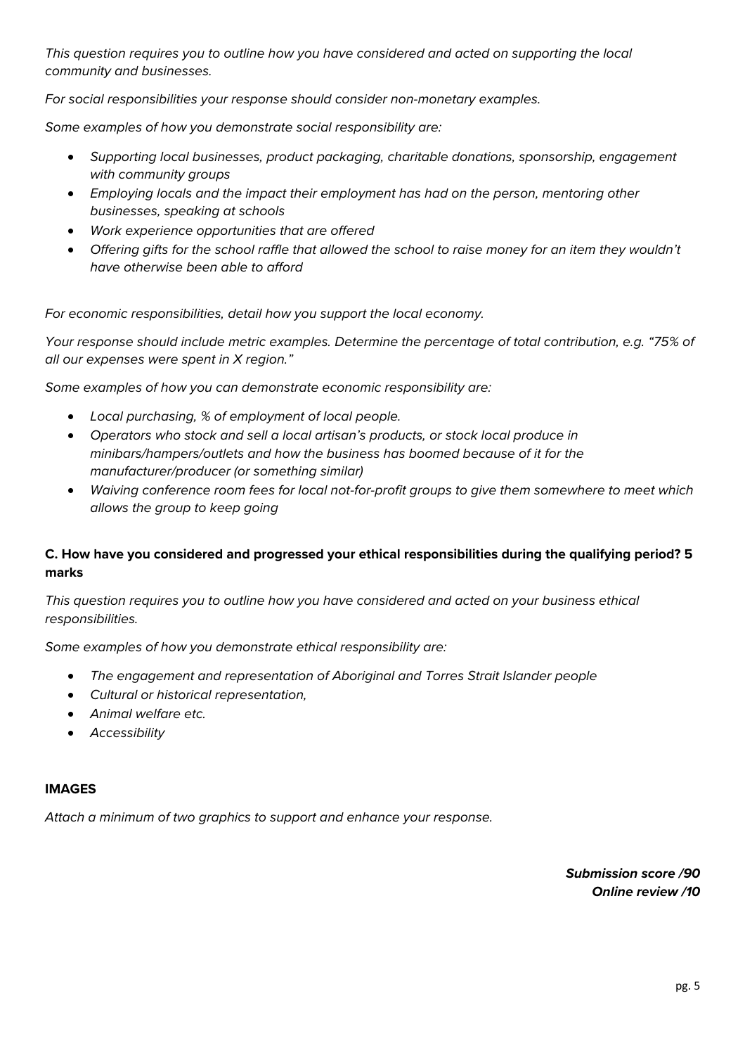*This question requires you to outline how you have considered and acted on supporting the local community and businesses.*

*For social responsibilities your response should consider non-monetary examples.*

*Some examples of how you demonstrate social responsibility are:*

- *Supporting local businesses, product packaging, charitable donations, sponsorship, engagement with community groups*
- *Employing locals and the impact their employment has had on the person, mentoring other businesses, speaking at schools*
- *Work experience opportunities that are offered*
- *Offering gifts for the school raffle that allowed the school to raise money for an item they wouldn't have otherwise been able to afford*

*For economic responsibilities, detail how you support the local economy.*

*Your response should include metric examples. Determine the percentage of total contribution, e.g. "75% of all our expenses were spent in X region."*

*Some examples of how you can demonstrate economic responsibility are:*

- *Local purchasing, % of employment of local people.*
- *Operators who stock and sell a local artisan's products, or stock local produce in minibars/hampers/outlets and how the business has boomed because of it for the manufacturer/producer (or something similar)*
- *Waiving conference room fees for local not-for-profit groups to give them somewhere to meet which allows the group to keep going*

**C. How have you considered and progressed your ethical responsibilities during the qualifying period? 5 marks**

*This question requires you to outline how you have considered and acted on your business ethical responsibilities.*

*Some examples of how you demonstrate ethical responsibility are:*

- *The engagement and representation of Aboriginal and Torres Strait Islander people*
- *Cultural or historical representation,*
- *Animal welfare etc.*
- *Accessibility*

**IMAGES**

*Attach a minimum of two graphics to support and enhance your response.*

***Submission score /90***

***Online review /10***